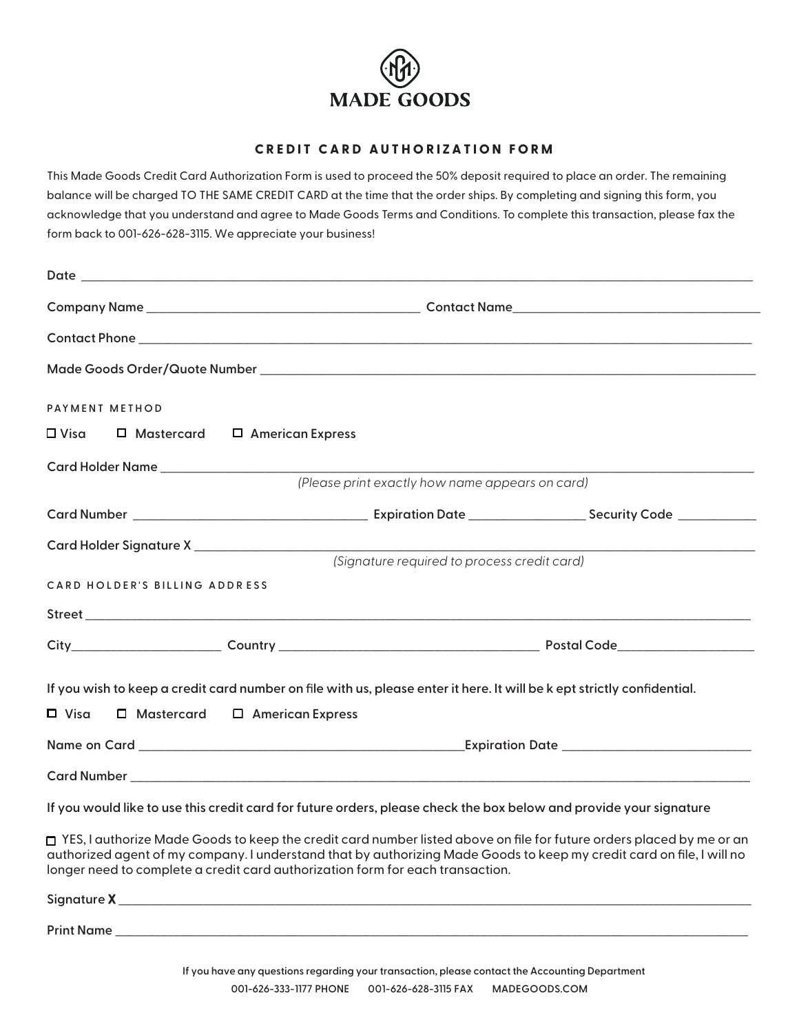# MADE GOODS

## CREDIT CARD AUTHORIZATION FORM

This Made Goods Credit Card Authorization Form is used to proceed the 50% deposit required to place an order. The remaining balance will be charged TO THE SAME CREDIT CARD at the time that the order ships. By completing and signing this form, you acknowledge that you understand and agree to Made Goods Terms and Conditions. To complete this transaction, please fax the form back to 001-626-628-3115. We appreciate your business!

Date ______________________________

Company Name ______________________________ Contact Name ______________________________

Contact Phone ______________________________

Made Goods Order/Quote Number ______________________________

PAYMENT METHOD

☐ Visa ☐ Mastercard ☐ American Express

Card Holder Name ______________________________
*(Please print exactly how name appears on card)*

Card Number ______________________________ Expiration Date ______________ Security Code ____________

Card Holder Signature X ______________________________
*(Signature required to process credit card)*

CARD HOLDER'S BILLING ADDRESS

Street ______________________________

City ______________ Country ______________________________ Postal Code ______________

**If you wish to keep a credit card number on file with us, please enter it here. It will be k ept strictly confidential.**

☐ Visa ☐ Mastercard ☐ American Express

Name on Card ______________________________ Expiration Date ______________________________

Card Number ______________________________

**If you would like to use this credit card for future orders, please check the box below and provide your signature**

☐ YES, I authorize Made Goods to keep the credit card number listed above on file for future orders placed by me or an authorized agent of my company. I understand that by authorizing Made Goods to keep my credit card on file, I will no longer need to complete a credit card authorization form for each transaction.

Signature **X** ______________________________

Print Name ______________________________

If you have any questions regarding your transaction, please contact the Accounting Department

001-626-333-1177 PHONE 001-626-628-3115 FAX MADEGOODS.COM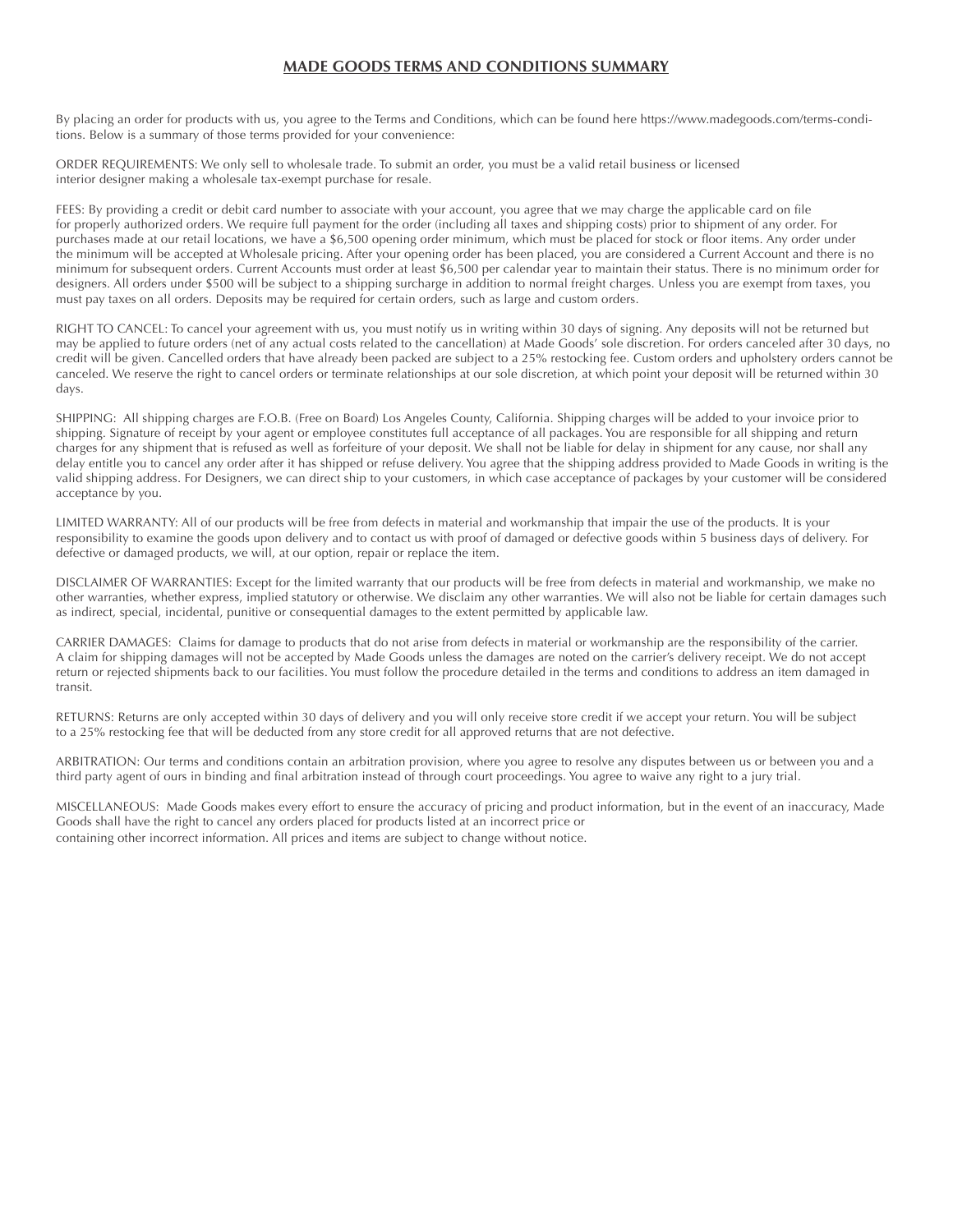## MADE GOODS TERMS AND CONDITIONS SUMMARY

By placing an order for products with us, you agree to the Terms and Conditions, which can be found here https://www.madegoods.com/terms-conditions. Below is a summary of those terms provided for your convenience:

ORDER REQUIREMENTS: We only sell to wholesale trade. To submit an order, you must be a valid retail business or licensed interior designer making a wholesale tax-exempt purchase for resale.

FEES: By providing a credit or debit card number to associate with your account, you agree that we may charge the applicable card on file for properly authorized orders. We require full payment for the order (including all taxes and shipping costs) prior to shipment of any order. For purchases made at our retail locations, we have a $6,500 opening order minimum, which must be placed for stock or floor items. Any order under the minimum will be accepted at Wholesale pricing. After your opening order has been placed, you are considered a Current Account and there is no minimum for subsequent orders. Current Accounts must order at least $6,500 per calendar year to maintain their status. There is no minimum order for designers. All orders under $500 will be subject to a shipping surcharge in addition to normal freight charges. Unless you are exempt from taxes, you must pay taxes on all orders. Deposits may be required for certain orders, such as large and custom orders.

RIGHT TO CANCEL: To cancel your agreement with us, you must notify us in writing within 30 days of signing. Any deposits will not be returned but may be applied to future orders (net of any actual costs related to the cancellation) at Made Goods' sole discretion. For orders canceled after 30 days, no credit will be given. Cancelled orders that have already been packed are subject to a 25% restocking fee. Custom orders and upholstery orders cannot be canceled. We reserve the right to cancel orders or terminate relationships at our sole discretion, at which point your deposit will be returned within 30 days.

SHIPPING: All shipping charges are F.O.B. (Free on Board) Los Angeles County, California. Shipping charges will be added to your invoice prior to shipping. Signature of receipt by your agent or employee constitutes full acceptance of all packages. You are responsible for all shipping and return charges for any shipment that is refused as well as forfeiture of your deposit. We shall not be liable for delay in shipment for any cause, nor shall any delay entitle you to cancel any order after it has shipped or refuse delivery. You agree that the shipping address provided to Made Goods in writing is the valid shipping address. For Designers, we can direct ship to your customers, in which case acceptance of packages by your customer will be considered acceptance by you.

LIMITED WARRANTY: All of our products will be free from defects in material and workmanship that impair the use of the products. It is your responsibility to examine the goods upon delivery and to contact us with proof of damaged or defective goods within 5 business days of delivery. For defective or damaged products, we will, at our option, repair or replace the item.

DISCLAIMER OF WARRANTIES: Except for the limited warranty that our products will be free from defects in material and workmanship, we make no other warranties, whether express, implied statutory or otherwise. We disclaim any other warranties. We will also not be liable for certain damages such as indirect, special, incidental, punitive or consequential damages to the extent permitted by applicable law.

CARRIER DAMAGES: Claims for damage to products that do not arise from defects in material or workmanship are the responsibility of the carrier. A claim for shipping damages will not be accepted by Made Goods unless the damages are noted on the carrier's delivery receipt. We do not accept return or rejected shipments back to our facilities. You must follow the procedure detailed in the terms and conditions to address an item damaged in transit.

RETURNS: Returns are only accepted within 30 days of delivery and you will only receive store credit if we accept your return. You will be subject to a 25% restocking fee that will be deducted from any store credit for all approved returns that are not defective.

ARBITRATION: Our terms and conditions contain an arbitration provision, where you agree to resolve any disputes between us or between you and a third party agent of ours in binding and final arbitration instead of through court proceedings. You agree to waive any right to a jury trial.

MISCELLANEOUS: Made Goods makes every effort to ensure the accuracy of pricing and product information, but in the event of an inaccuracy, Made Goods shall have the right to cancel any orders placed for products listed at an incorrect price or containing other incorrect information. All prices and items are subject to change without notice.